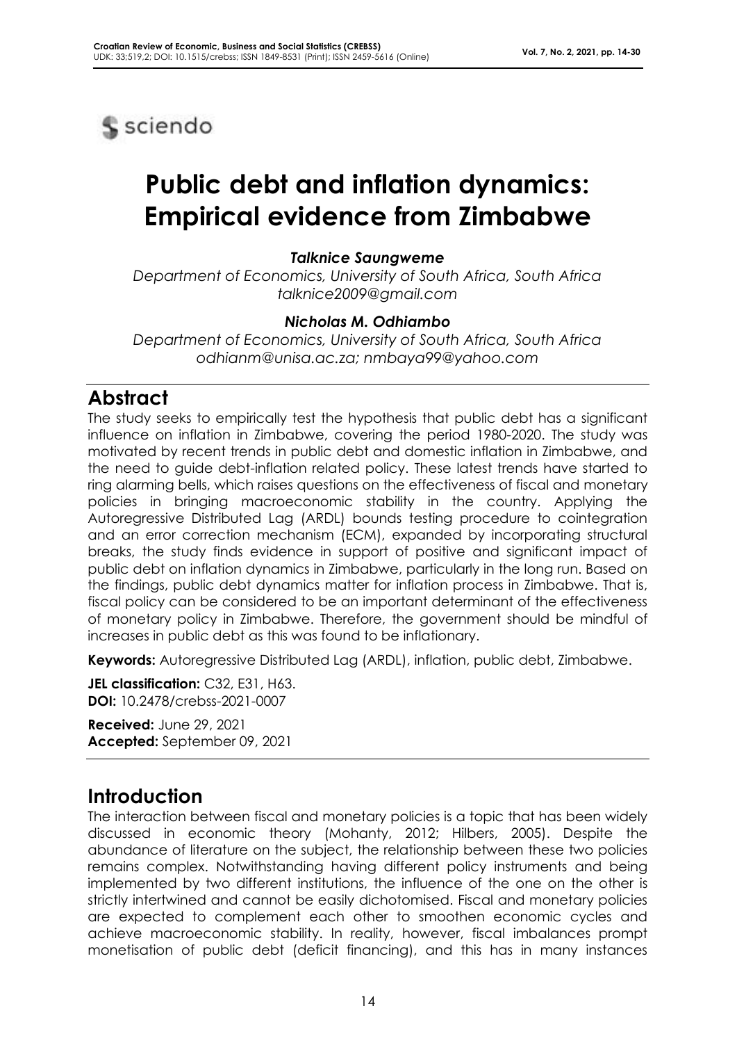# Public debt and inflation dynamics: Empirical evidence from Zimbabwe

***Talknice Saungweme***
*Department of Economics, University of South Africa, South Africa*
*talknice2009@gmail.com*

***Nicholas M. Odhiambo***
*Department of Economics, University of South Africa, South Africa*
*odhianm@unisa.ac.za; nmbaya99@yahoo.com*

## Abstract

The study seeks to empirically test the hypothesis that public debt has a significant influence on inflation in Zimbabwe, covering the period 1980-2020. The study was motivated by recent trends in public debt and domestic inflation in Zimbabwe, and the need to guide debt-inflation related policy. These latest trends have started to ring alarming bells, which raises questions on the effectiveness of fiscal and monetary policies in bringing macroeconomic stability in the country. Applying the Autoregressive Distributed Lag (ARDL) bounds testing procedure to cointegration and an error correction mechanism (ECM), expanded by incorporating structural breaks, the study finds evidence in support of positive and significant impact of public debt on inflation dynamics in Zimbabwe, particularly in the long run. Based on the findings, public debt dynamics matter for inflation process in Zimbabwe. That is, fiscal policy can be considered to be an important determinant of the effectiveness of monetary policy in Zimbabwe. Therefore, the government should be mindful of increases in public debt as this was found to be inflationary.

**Keywords:** Autoregressive Distributed Lag (ARDL), inflation, public debt, Zimbabwe.

**JEL classification:** C32, E31, H63.
**DOI:** 10.2478/crebss-2021-0007

**Received:** June 29, 2021
**Accepted:** September 09, 2021

## Introduction

The interaction between fiscal and monetary policies is a topic that has been widely discussed in economic theory (Mohanty, 2012; Hilbers, 2005). Despite the abundance of literature on the subject, the relationship between these two policies remains complex. Notwithstanding having different policy instruments and being implemented by two different institutions, the influence of the one on the other is strictly intertwined and cannot be easily dichotomised. Fiscal and monetary policies are expected to complement each other to smoothen economic cycles and achieve macroeconomic stability. In reality, however, fiscal imbalances prompt monetisation of public debt (deficit financing), and this has in many instances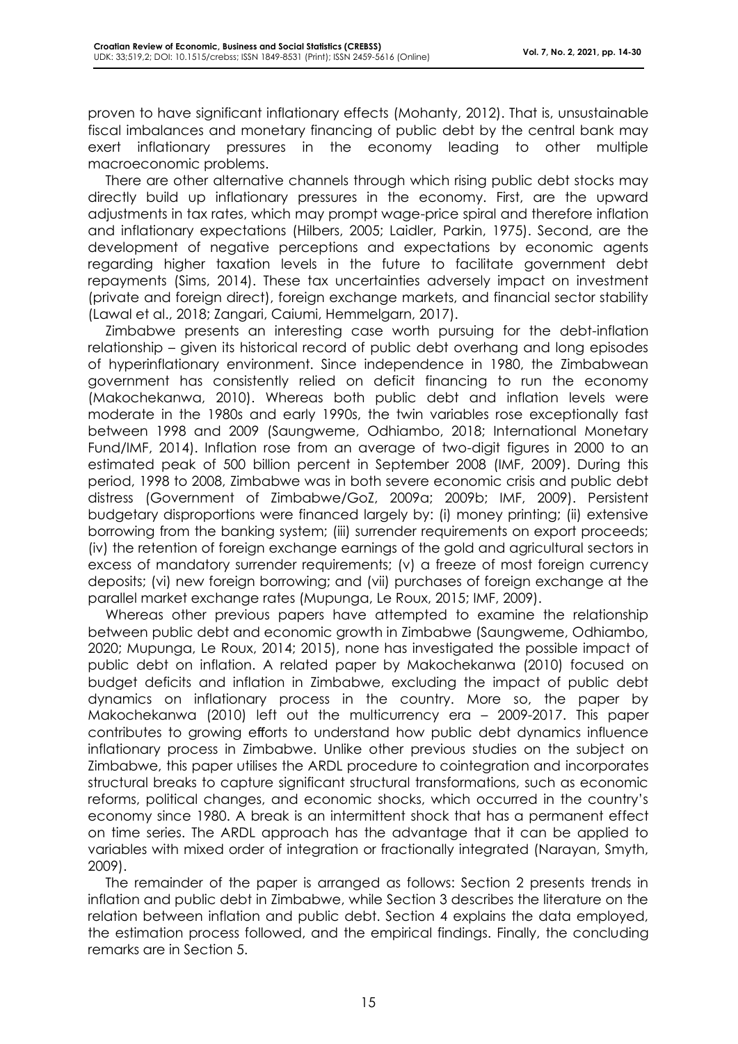proven to have significant inflationary effects (Mohanty, 2012). That is, unsustainable fiscal imbalances and monetary financing of public debt by the central bank may exert inflationary pressures in the economy leading to other multiple macroeconomic problems.

There are other alternative channels through which rising public debt stocks may directly build up inflationary pressures in the economy. First, are the upward adjustments in tax rates, which may prompt wage-price spiral and therefore inflation and inflationary expectations (Hilbers, 2005; Laidler, Parkin, 1975). Second, are the development of negative perceptions and expectations by economic agents regarding higher taxation levels in the future to facilitate government debt repayments (Sims, 2014). These tax uncertainties adversely impact on investment (private and foreign direct), foreign exchange markets, and financial sector stability (Lawal et al., 2018; Zangari, Caiumi, Hemmelgarn, 2017).

Zimbabwe presents an interesting case worth pursuing for the debt-inflation relationship – given its historical record of public debt overhang and long episodes of hyperinflationary environment. Since independence in 1980, the Zimbabwean government has consistently relied on deficit financing to run the economy (Makochekanwa, 2010). Whereas both public debt and inflation levels were moderate in the 1980s and early 1990s, the twin variables rose exceptionally fast between 1998 and 2009 (Saungweme, Odhiambo, 2018; International Monetary Fund/IMF, 2014). Inflation rose from an average of two-digit figures in 2000 to an estimated peak of 500 billion percent in September 2008 (IMF, 2009). During this period, 1998 to 2008, Zimbabwe was in both severe economic crisis and public debt distress (Government of Zimbabwe/GoZ, 2009a; 2009b; IMF, 2009). Persistent budgetary disproportions were financed largely by: (i) money printing; (ii) extensive borrowing from the banking system; (iii) surrender requirements on export proceeds; (iv) the retention of foreign exchange earnings of the gold and agricultural sectors in excess of mandatory surrender requirements; (v) a freeze of most foreign currency deposits; (vi) new foreign borrowing; and (vii) purchases of foreign exchange at the parallel market exchange rates (Mupunga, Le Roux, 2015; IMF, 2009).

Whereas other previous papers have attempted to examine the relationship between public debt and economic growth in Zimbabwe (Saungweme, Odhiambo, 2020; Mupunga, Le Roux, 2014; 2015), none has investigated the possible impact of public debt on inflation. A related paper by Makochekanwa (2010) focused on budget deficits and inflation in Zimbabwe, excluding the impact of public debt dynamics on inflationary process in the country. More so, the paper by Makochekanwa (2010) left out the multicurrency era – 2009-2017. This paper contributes to growing efforts to understand how public debt dynamics influence inflationary process in Zimbabwe. Unlike other previous studies on the subject on Zimbabwe, this paper utilises the ARDL procedure to cointegration and incorporates structural breaks to capture significant structural transformations, such as economic reforms, political changes, and economic shocks, which occurred in the country's economy since 1980. A break is an intermittent shock that has a permanent effect on time series. The ARDL approach has the advantage that it can be applied to variables with mixed order of integration or fractionally integrated (Narayan, Smyth, 2009).

The remainder of the paper is arranged as follows: Section 2 presents trends in inflation and public debt in Zimbabwe, while Section 3 describes the literature on the relation between inflation and public debt. Section 4 explains the data employed, the estimation process followed, and the empirical findings. Finally, the concluding remarks are in Section 5.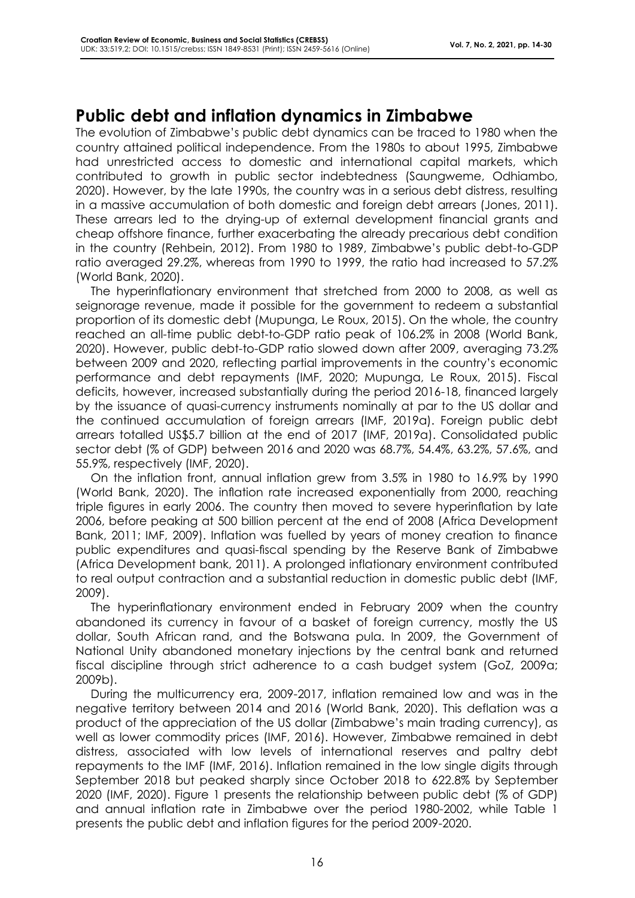## Public debt and inflation dynamics in Zimbabwe

The evolution of Zimbabwe's public debt dynamics can be traced to 1980 when the country attained political independence. From the 1980s to about 1995, Zimbabwe had unrestricted access to domestic and international capital markets, which contributed to growth in public sector indebtedness (Saungweme, Odhiambo, 2020). However, by the late 1990s, the country was in a serious debt distress, resulting in a massive accumulation of both domestic and foreign debt arrears (Jones, 2011). These arrears led to the drying-up of external development financial grants and cheap offshore finance, further exacerbating the already precarious debt condition in the country (Rehbein, 2012). From 1980 to 1989, Zimbabwe's public debt-to-GDP ratio averaged 29.2%, whereas from 1990 to 1999, the ratio had increased to 57.2% (World Bank, 2020).

The hyperinflationary environment that stretched from 2000 to 2008, as well as seignorage revenue, made it possible for the government to redeem a substantial proportion of its domestic debt (Mupunga, Le Roux, 2015). On the whole, the country reached an all-time public debt-to-GDP ratio peak of 106.2% in 2008 (World Bank, 2020). However, public debt-to-GDP ratio slowed down after 2009, averaging 73.2% between 2009 and 2020, reflecting partial improvements in the country's economic performance and debt repayments (IMF, 2020; Mupunga, Le Roux, 2015). Fiscal deficits, however, increased substantially during the period 2016-18, financed largely by the issuance of quasi-currency instruments nominally at par to the US dollar and the continued accumulation of foreign arrears (IMF, 2019a). Foreign public debt arrears totalled US$5.7 billion at the end of 2017 (IMF, 2019a). Consolidated public sector debt (% of GDP) between 2016 and 2020 was 68.7%, 54.4%, 63.2%, 57.6%, and 55.9%, respectively (IMF, 2020).

On the inflation front, annual inflation grew from 3.5% in 1980 to 16.9% by 1990 (World Bank, 2020). The inflation rate increased exponentially from 2000, reaching triple figures in early 2006. The country then moved to severe hyperinflation by late 2006, before peaking at 500 billion percent at the end of 2008 (Africa Development Bank, 2011; IMF, 2009). Inflation was fuelled by years of money creation to finance public expenditures and quasi-fiscal spending by the Reserve Bank of Zimbabwe (Africa Development bank, 2011). A prolonged inflationary environment contributed to real output contraction and a substantial reduction in domestic public debt (IMF, 2009).

The hyperinflationary environment ended in February 2009 when the country abandoned its currency in favour of a basket of foreign currency, mostly the US dollar, South African rand, and the Botswana pula. In 2009, the Government of National Unity abandoned monetary injections by the central bank and returned fiscal discipline through strict adherence to a cash budget system (GoZ, 2009a; 2009b).

During the multicurrency era, 2009-2017, inflation remained low and was in the negative territory between 2014 and 2016 (World Bank, 2020). This deflation was a product of the appreciation of the US dollar (Zimbabwe's main trading currency), as well as lower commodity prices (IMF, 2016). However, Zimbabwe remained in debt distress, associated with low levels of international reserves and paltry debt repayments to the IMF (IMF, 2016). Inflation remained in the low single digits through September 2018 but peaked sharply since October 2018 to 622.8% by September 2020 (IMF, 2020). Figure 1 presents the relationship between public debt (% of GDP) and annual inflation rate in Zimbabwe over the period 1980-2002, while Table 1 presents the public debt and inflation figures for the period 2009-2020.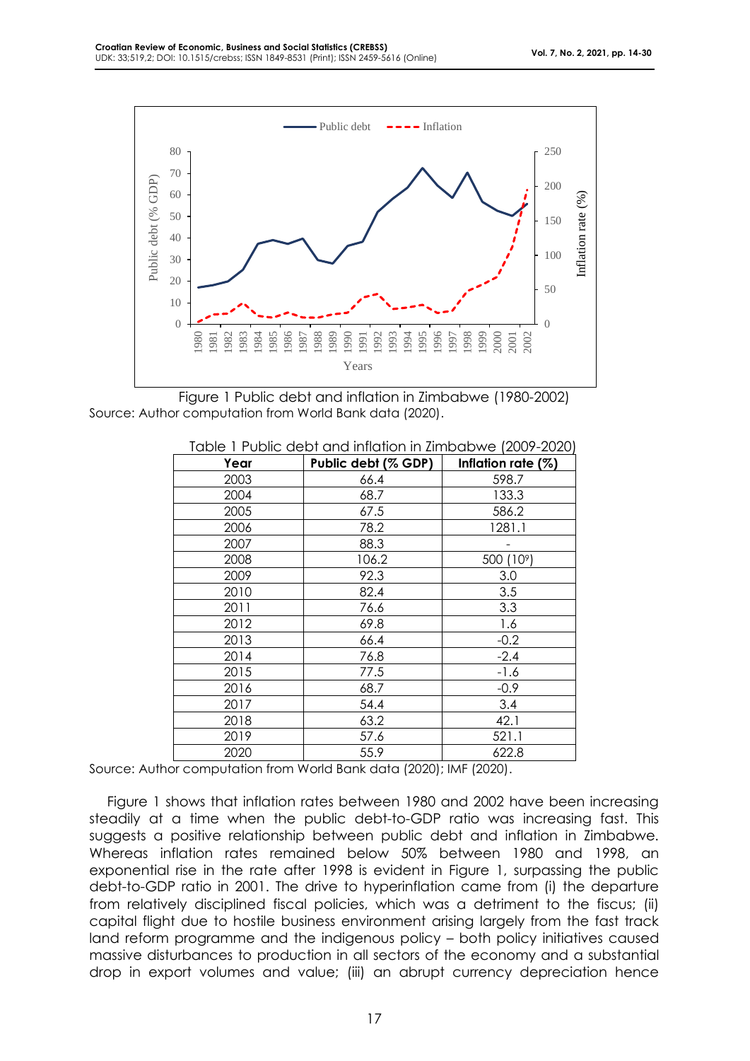Public debt   Inflation

Public debt (% GDP)

80
70
60
50
40
30
20
10
0

250
200
150
100
50
0

Inflation rate (%)

1980 1981 1982 1983 1984 1985 1986 1987 1988 1989 1990 1991 1992 1993 1994 1995 1996 1997 1998 1999 2000 2001 2002

Years

Figure 1 Public debt and inflation in Zimbabwe (1980-2002)
Source: Author computation from World Bank data (2020).

Table 1 Public debt and inflation in Zimbabwe (2009-2020)

| Year | Public debt (% GDP) | Inflation rate (%) |
|---|---|---|
| 2003 | 66.4 | 598.7 |
| 2004 | 68.7 | 133.3 |
| 2005 | 67.5 | 586.2 |
| 2006 | 78.2 | 1281.1 |
| 2007 | 88.3 | - |
| 2008 | 106.2 | 500 ($10^9$) |
| 2009 | 92.3 | 3.0 |
| 2010 | 82.4 | 3.5 |
| 2011 | 76.6 | 3.3 |
| 2012 | 69.8 | 1.6 |
| 2013 | 66.4 | -0.2 |
| 2014 | 76.8 | -2.4 |
| 2015 | 77.5 | -1.6 |
| 2016 | 68.7 | -0.9 |
| 2017 | 54.4 | 3.4 |
| 2018 | 63.2 | 42.1 |
| 2019 | 57.6 | 521.1 |
| 2020 | 55.9 | 622.8 |

Source: Author computation from World Bank data (2020); IMF (2020).

Figure 1 shows that inflation rates between 1980 and 2002 have been increasing steadily at a time when the public debt-to-GDP ratio was increasing fast. This suggests a positive relationship between public debt and inflation in Zimbabwe. Whereas inflation rates remained below 50% between 1980 and 1998, an exponential rise in the rate after 1998 is evident in Figure 1, surpassing the public debt-to-GDP ratio in 2001. The drive to hyperinflation came from (i) the departure from relatively disciplined fiscal policies, which was a detriment to the fiscus; (ii) capital flight due to hostile business environment arising largely from the fast track land reform programme and the indigenous policy – both policy initiatives caused massive disturbances to production in all sectors of the economy and a substantial drop in export volumes and value; (iii) an abrupt currency depreciation hence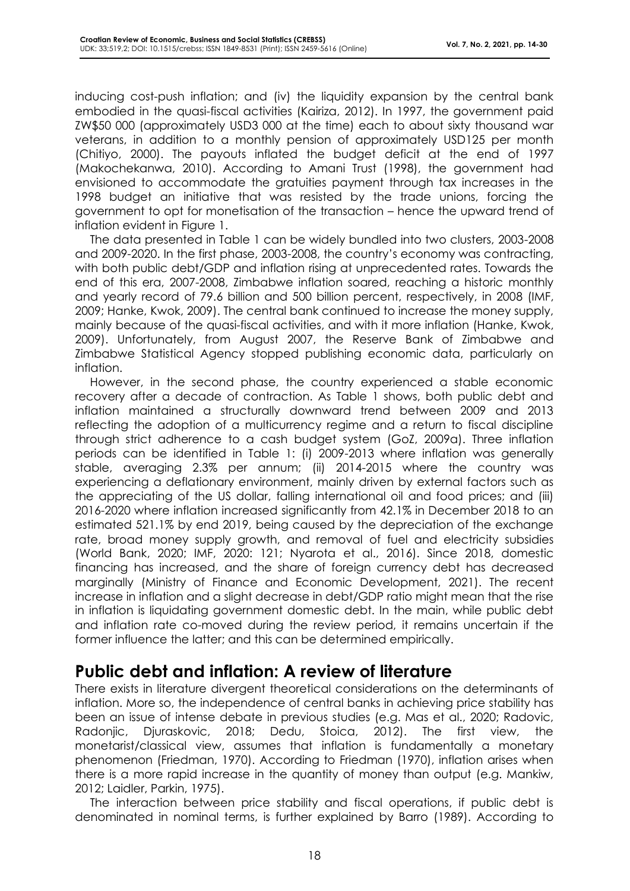inducing cost-push inflation; and (iv) the liquidity expansion by the central bank embodied in the quasi-fiscal activities (Kairiza, 2012). In 1997, the government paid ZW$50 000 (approximately USD3 000 at the time) each to about sixty thousand war veterans, in addition to a monthly pension of approximately USD125 per month (Chitiyo, 2000). The payouts inflated the budget deficit at the end of 1997 (Makochekanwa, 2010). According to Amani Trust (1998), the government had envisioned to accommodate the gratuities payment through tax increases in the 1998 budget an initiative that was resisted by the trade unions, forcing the government to opt for monetisation of the transaction – hence the upward trend of inflation evident in Figure 1.

The data presented in Table 1 can be widely bundled into two clusters, 2003-2008 and 2009-2020. In the first phase, 2003-2008, the country's economy was contracting, with both public debt/GDP and inflation rising at unprecedented rates. Towards the end of this era, 2007-2008, Zimbabwe inflation soared, reaching a historic monthly and yearly record of 79.6 billion and 500 billion percent, respectively, in 2008 (IMF, 2009; Hanke, Kwok, 2009). The central bank continued to increase the money supply, mainly because of the quasi-fiscal activities, and with it more inflation (Hanke, Kwok, 2009). Unfortunately, from August 2007, the Reserve Bank of Zimbabwe and Zimbabwe Statistical Agency stopped publishing economic data, particularly on inflation.

However, in the second phase, the country experienced a stable economic recovery after a decade of contraction. As Table 1 shows, both public debt and inflation maintained a structurally downward trend between 2009 and 2013 reflecting the adoption of a multicurrency regime and a return to fiscal discipline through strict adherence to a cash budget system (GoZ, 2009a). Three inflation periods can be identified in Table 1: (i) 2009-2013 where inflation was generally stable, averaging 2.3% per annum; (ii) 2014-2015 where the country was experiencing a deflationary environment, mainly driven by external factors such as the appreciating of the US dollar, falling international oil and food prices; and (iii) 2016-2020 where inflation increased significantly from 42.1% in December 2018 to an estimated 521.1% by end 2019, being caused by the depreciation of the exchange rate, broad money supply growth, and removal of fuel and electricity subsidies (World Bank, 2020; IMF, 2020: 121; Nyarota et al., 2016). Since 2018, domestic financing has increased, and the share of foreign currency debt has decreased marginally (Ministry of Finance and Economic Development, 2021). The recent increase in inflation and a slight decrease in debt/GDP ratio might mean that the rise in inflation is liquidating government domestic debt. In the main, while public debt and inflation rate co-moved during the review period, it remains uncertain if the former influence the latter; and this can be determined empirically.

## Public debt and inflation: A review of literature

There exists in literature divergent theoretical considerations on the determinants of inflation. More so, the independence of central banks in achieving price stability has been an issue of intense debate in previous studies (e.g. Mas et al., 2020; Radovic, Radonjic, Djuraskovic, 2018; Dedu, Stoica, 2012). The first view, the monetarist/classical view, assumes that inflation is fundamentally a monetary phenomenon (Friedman, 1970). According to Friedman (1970), inflation arises when there is a more rapid increase in the quantity of money than output (e.g. Mankiw, 2012; Laidler, Parkin, 1975).

The interaction between price stability and fiscal operations, if public debt is denominated in nominal terms, is further explained by Barro (1989). According to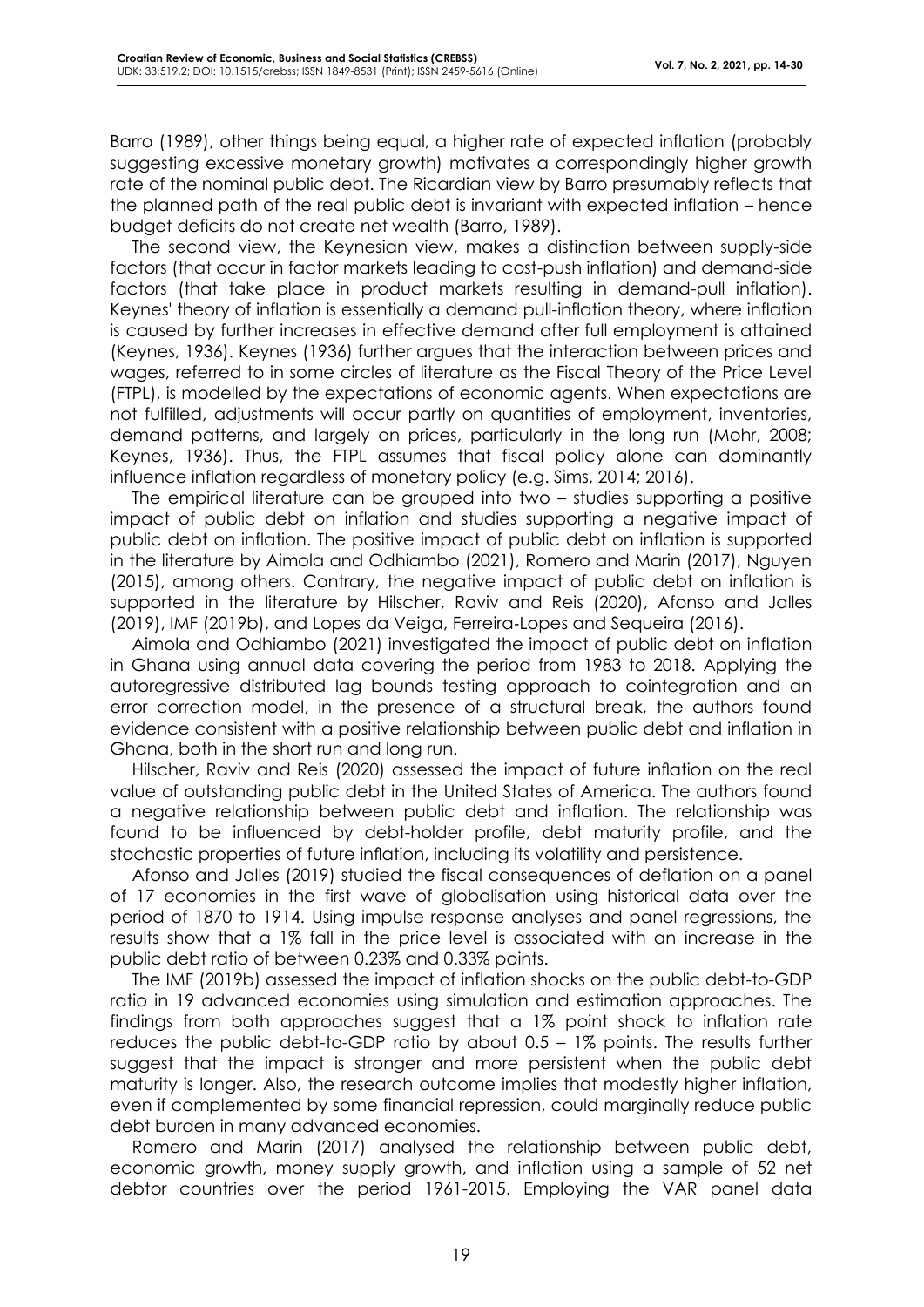Barro (1989), other things being equal, a higher rate of expected inflation (probably suggesting excessive monetary growth) motivates a correspondingly higher growth rate of the nominal public debt. The Ricardian view by Barro presumably reflects that the planned path of the real public debt is invariant with expected inflation – hence budget deficits do not create net wealth (Barro, 1989).

The second view, the Keynesian view, makes a distinction between supply-side factors (that occur in factor markets leading to cost-push inflation) and demand-side factors (that take place in product markets resulting in demand-pull inflation). Keynes' theory of inflation is essentially a demand pull-inflation theory, where inflation is caused by further increases in effective demand after full employment is attained (Keynes, 1936). Keynes (1936) further argues that the interaction between prices and wages, referred to in some circles of literature as the Fiscal Theory of the Price Level (FTPL), is modelled by the expectations of economic agents. When expectations are not fulfilled, adjustments will occur partly on quantities of employment, inventories, demand patterns, and largely on prices, particularly in the long run (Mohr, 2008; Keynes, 1936). Thus, the FTPL assumes that fiscal policy alone can dominantly influence inflation regardless of monetary policy (e.g. Sims, 2014; 2016).

The empirical literature can be grouped into two – studies supporting a positive impact of public debt on inflation and studies supporting a negative impact of public debt on inflation. The positive impact of public debt on inflation is supported in the literature by Aimola and Odhiambo (2021), Romero and Marin (2017), Nguyen (2015), among others. Contrary, the negative impact of public debt on inflation is supported in the literature by Hilscher, Raviv and Reis (2020), Afonso and Jalles (2019), IMF (2019b), and Lopes da Veiga, Ferreira-Lopes and Sequeira (2016).

Aimola and Odhiambo (2021) investigated the impact of public debt on inflation in Ghana using annual data covering the period from 1983 to 2018. Applying the autoregressive distributed lag bounds testing approach to cointegration and an error correction model, in the presence of a structural break, the authors found evidence consistent with a positive relationship between public debt and inflation in Ghana, both in the short run and long run.

Hilscher, Raviv and Reis (2020) assessed the impact of future inflation on the real value of outstanding public debt in the United States of America. The authors found a negative relationship between public debt and inflation. The relationship was found to be influenced by debt-holder profile, debt maturity profile, and the stochastic properties of future inflation, including its volatility and persistence.

Afonso and Jalles (2019) studied the fiscal consequences of deflation on a panel of 17 economies in the first wave of globalisation using historical data over the period of 1870 to 1914. Using impulse response analyses and panel regressions, the results show that a 1% fall in the price level is associated with an increase in the public debt ratio of between 0.23% and 0.33% points.

The IMF (2019b) assessed the impact of inflation shocks on the public debt-to-GDP ratio in 19 advanced economies using simulation and estimation approaches. The findings from both approaches suggest that a 1% point shock to inflation rate reduces the public debt-to-GDP ratio by about 0.5 – 1% points. The results further suggest that the impact is stronger and more persistent when the public debt maturity is longer. Also, the research outcome implies that modestly higher inflation, even if complemented by some financial repression, could marginally reduce public debt burden in many advanced economies.

Romero and Marin (2017) analysed the relationship between public debt, economic growth, money supply growth, and inflation using a sample of 52 net debtor countries over the period 1961-2015. Employing the VAR panel data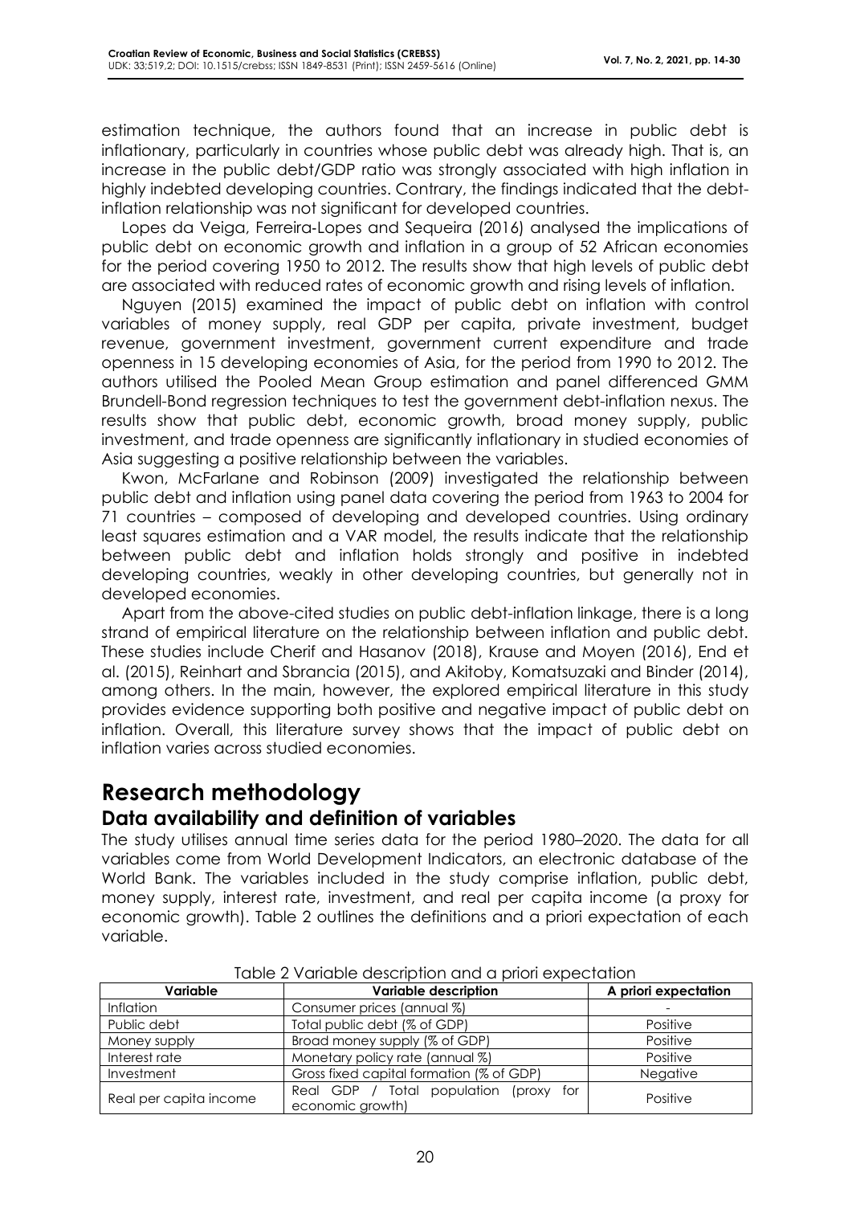estimation technique, the authors found that an increase in public debt is inflationary, particularly in countries whose public debt was already high. That is, an increase in the public debt/GDP ratio was strongly associated with high inflation in highly indebted developing countries. Contrary, the findings indicated that the debt-inflation relationship was not significant for developed countries.

Lopes da Veiga, Ferreira-Lopes and Sequeira (2016) analysed the implications of public debt on economic growth and inflation in a group of 52 African economies for the period covering 1950 to 2012. The results show that high levels of public debt are associated with reduced rates of economic growth and rising levels of inflation.

Nguyen (2015) examined the impact of public debt on inflation with control variables of money supply, real GDP per capita, private investment, budget revenue, government investment, government current expenditure and trade openness in 15 developing economies of Asia, for the period from 1990 to 2012. The authors utilised the Pooled Mean Group estimation and panel differenced GMM Brundell-Bond regression techniques to test the government debt-inflation nexus. The results show that public debt, economic growth, broad money supply, public investment, and trade openness are significantly inflationary in studied economies of Asia suggesting a positive relationship between the variables.

Kwon, McFarlane and Robinson (2009) investigated the relationship between public debt and inflation using panel data covering the period from 1963 to 2004 for 71 countries – composed of developing and developed countries. Using ordinary least squares estimation and a VAR model, the results indicate that the relationship between public debt and inflation holds strongly and positive in indebted developing countries, weakly in other developing countries, but generally not in developed economies.

Apart from the above-cited studies on public debt-inflation linkage, there is a long strand of empirical literature on the relationship between inflation and public debt. These studies include Cherif and Hasanov (2018), Krause and Moyen (2016), End et al. (2015), Reinhart and Sbrancia (2015), and Akitoby, Komatsuzaki and Binder (2014), among others. In the main, however, the explored empirical literature in this study provides evidence supporting both positive and negative impact of public debt on inflation. Overall, this literature survey shows that the impact of public debt on inflation varies across studied economies.

# Research methodology

## Data availability and definition of variables

The study utilises annual time series data for the period 1980–2020. The data for all variables come from World Development Indicators, an electronic database of the World Bank. The variables included in the study comprise inflation, public debt, money supply, interest rate, investment, and real per capita income (a proxy for economic growth). Table 2 outlines the definitions and a priori expectation of each variable.

Table 2 Variable description and a priori expectation

| Variable | Variable description | A priori expectation |
|---|---|---|
| Inflation | Consumer prices (annual %) | - |
| Public debt | Total public debt (% of GDP) | Positive |
| Money supply | Broad money supply (% of GDP) | Positive |
| Interest rate | Monetary policy rate (annual %) | Positive |
| Investment | Gross fixed capital formation (% of GDP) | Negative |
| Real per capita income | Real GDP / Total population (proxy for economic growth) | Positive |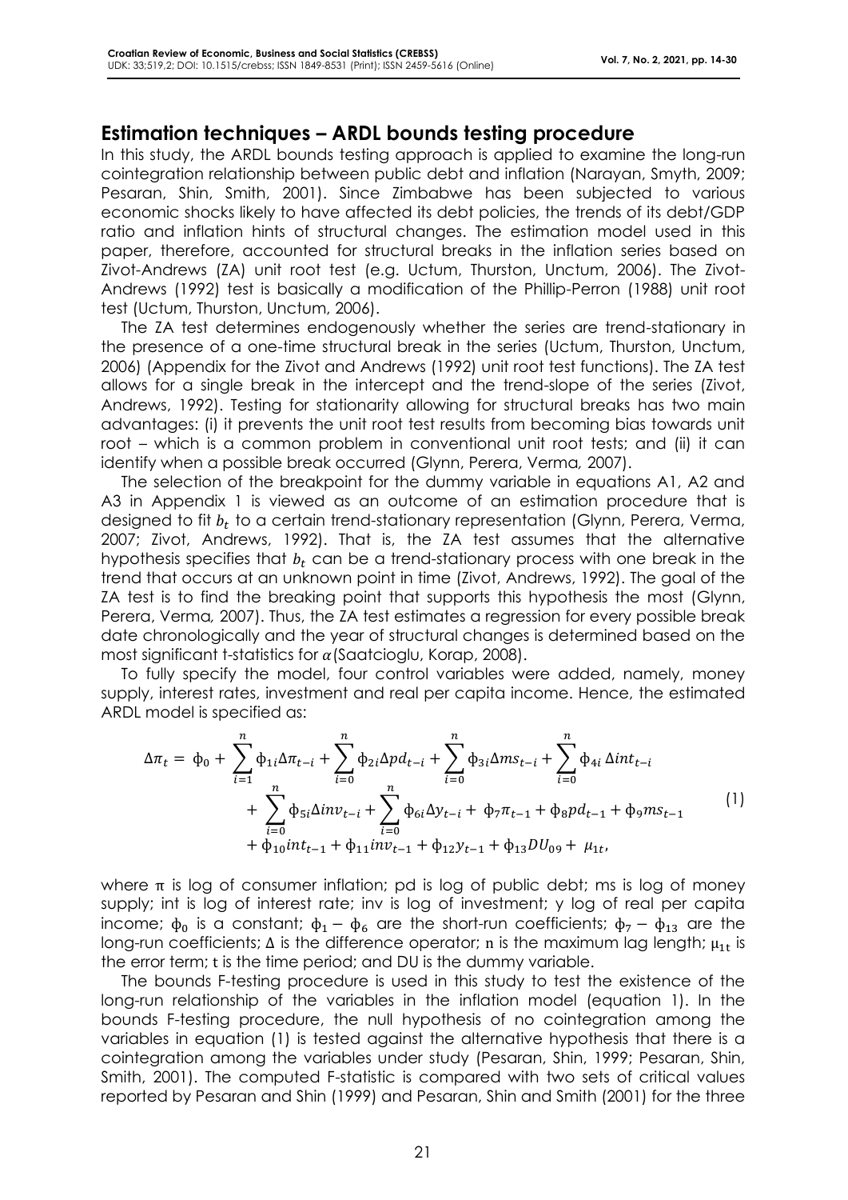## Estimation techniques – ARDL bounds testing procedure

In this study, the ARDL bounds testing approach is applied to examine the long-run cointegration relationship between public debt and inflation (Narayan, Smyth, 2009; Pesaran, Shin, Smith, 2001). Since Zimbabwe has been subjected to various economic shocks likely to have affected its debt policies, the trends of its debt/GDP ratio and inflation hints of structural changes. The estimation model used in this paper, therefore, accounted for structural breaks in the inflation series based on Zivot-Andrews (ZA) unit root test (e.g. Uctum, Thurston, Unctum, 2006). The Zivot-Andrews (1992) test is basically a modification of the Phillip-Perron (1988) unit root test (Uctum, Thurston, Unctum, 2006).

The ZA test determines endogenously whether the series are trend-stationary in the presence of a one-time structural break in the series (Uctum, Thurston, Unctum, 2006) (Appendix for the Zivot and Andrews (1992) unit root test functions). The ZA test allows for a single break in the intercept and the trend-slope of the series (Zivot, Andrews, 1992). Testing for stationarity allowing for structural breaks has two main advantages: (i) it prevents the unit root test results from becoming bias towards unit root – which is a common problem in conventional unit root tests; and (ii) it can identify when a possible break occurred (Glynn, Perera, Verma, 2007).

The selection of the breakpoint for the dummy variable in equations A1, A2 and A3 in Appendix 1 is viewed as an outcome of an estimation procedure that is designed to fit $b_t$ to a certain trend-stationary representation (Glynn, Perera, Verma, 2007; Zivot, Andrews, 1992). That is, the ZA test assumes that the alternative hypothesis specifies that $b_t$ can be a trend-stationary process with one break in the trend that occurs at an unknown point in time (Zivot, Andrews, 1992). The goal of the ZA test is to find the breaking point that supports this hypothesis the most (Glynn, Perera, Verma, 2007). Thus, the ZA test estimates a regression for every possible break date chronologically and the year of structural changes is determined based on the most significant t-statistics for $\alpha$ (Saatcioglu, Korap, 2008).

To fully specify the model, four control variables were added, namely, money supply, interest rates, investment and real per capita income. Hence, the estimated ARDL model is specified as:

$$
\begin{aligned}
\Delta\pi_t = \phi_0 &+ \sum_{i=1}^{n}\phi_{1i}\Delta\pi_{t-i} + \sum_{i=0}^{n}\phi_{2i}\Delta pd_{t-i} + \sum_{i=0}^{n}\phi_{3i}\Delta ms_{t-i} + \sum_{i=0}^{n}\phi_{4i}\,\Delta int_{t-i} \\
&+ \sum_{i=0}^{n}\phi_{5i}\Delta inv_{t-i} + \sum_{i=0}^{n}\phi_{6i}\Delta y_{t-i} + \phi_7\pi_{t-1} + \phi_8 pd_{t-1} + \phi_9 ms_{t-1} \\
&+ \phi_{10} int_{t-1} + \phi_{11} inv_{t-1} + \phi_{12} y_{t-1} + \phi_{13} DU_{09} + \mu_{1t},
\end{aligned}
\tag{1}
$$

where $\pi$ is log of consumer inflation; pd is log of public debt; ms is log of money supply; int is log of interest rate; inv is log of investment; y log of real per capita income; $\phi_0$ is a constant; $\phi_1 - \phi_6$ are the short-run coefficients; $\phi_7 - \phi_{13}$ are the long-run coefficients; $\Delta$ is the difference operator; n is the maximum lag length; $\mu_{1t}$ is the error term; t is the time period; and DU is the dummy variable.

The bounds F-testing procedure is used in this study to test the existence of the long-run relationship of the variables in the inflation model (equation 1). In the bounds F-testing procedure, the null hypothesis of no cointegration among the variables in equation (1) is tested against the alternative hypothesis that there is a cointegration among the variables under study (Pesaran, Shin, 1999; Pesaran, Shin, Smith, 2001). The computed F-statistic is compared with two sets of critical values reported by Pesaran and Shin (1999) and Pesaran, Shin and Smith (2001) for the three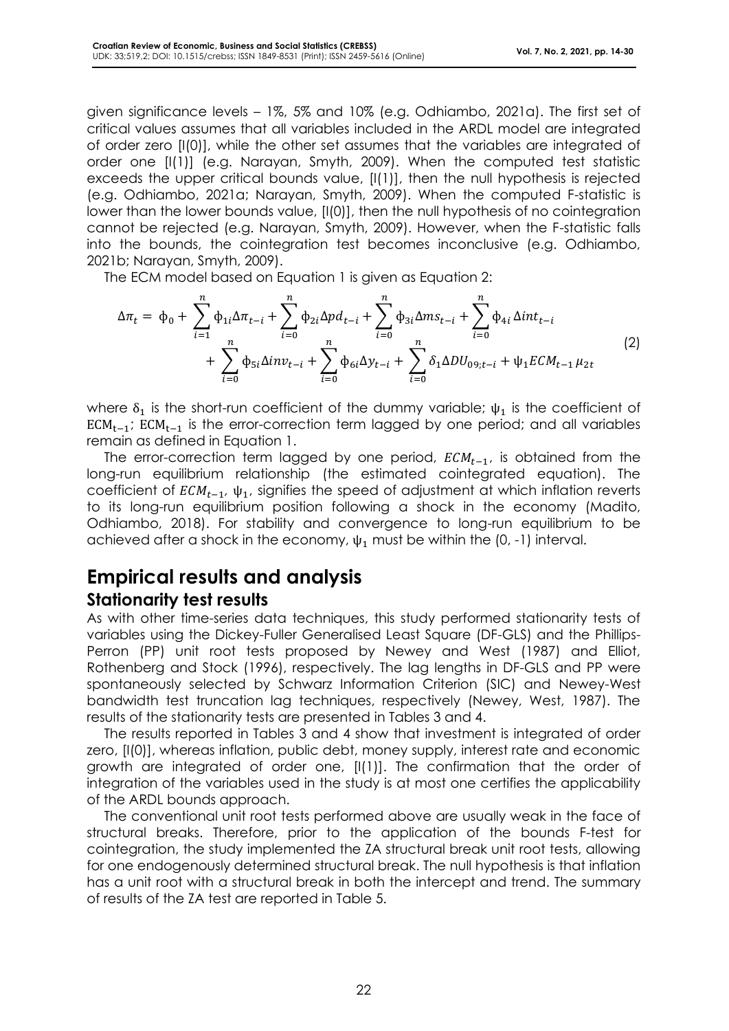given significance levels – 1%, 5% and 10% (e.g. Odhiambo, 2021a). The first set of critical values assumes that all variables included in the ARDL model are integrated of order zero [I(0)], while the other set assumes that the variables are integrated of order one [I(1)] (e.g. Narayan, Smyth, 2009). When the computed test statistic exceeds the upper critical bounds value, [I(1)], then the null hypothesis is rejected (e.g. Odhiambo, 2021a; Narayan, Smyth, 2009). When the computed F-statistic is lower than the lower bounds value, [I(0)], then the null hypothesis of no cointegration cannot be rejected (e.g. Narayan, Smyth, 2009). However, when the F-statistic falls into the bounds, the cointegration test becomes inconclusive (e.g. Odhiambo, 2021b; Narayan, Smyth, 2009).

The ECM model based on Equation 1 is given as Equation 2:

$$
\begin{aligned}
\Delta\pi_t = \phi_0 + \sum_{i=1}^{n}\phi_{1i}\Delta\pi_{t-i} + \sum_{i=0}^{n}\phi_{2i}\Delta pd_{t-i} + \sum_{i=0}^{n}\phi_{3i}\Delta ms_{t-i} + \sum_{i=0}^{n}\phi_{4i}\Delta int_{t-i} \\
+ \sum_{i=0}^{n}\phi_{5i}\Delta inv_{t-i} + \sum_{i=0}^{n}\phi_{6i}\Delta y_{t-i} + \sum_{i=0}^{n}\delta_1\Delta DU_{09;t-i} + \psi_1 ECM_{t-1}\mu_{2t}
\end{aligned}
\tag{2}
$$

where $\delta_1$ is the short-run coefficient of the dummy variable; $\psi_1$ is the coefficient of $\mathrm{ECM}_{t-1}$; $\mathrm{ECM}_{t-1}$ is the error-correction term lagged by one period; and all variables remain as defined in Equation 1.

The error-correction term lagged by one period, $ECM_{t-1}$, is obtained from the long-run equilibrium relationship (the estimated cointegrated equation). The coefficient of $ECM_{t-1}$, $\psi_1$, signifies the speed of adjustment at which inflation reverts to its long-run equilibrium position following a shock in the economy (Madito, Odhiambo, 2018). For stability and convergence to long-run equilibrium to be achieved after a shock in the economy, $\psi_1$ must be within the (0, -1) interval.

# Empirical results and analysis

## Stationarity test results

As with other time-series data techniques, this study performed stationarity tests of variables using the Dickey-Fuller Generalised Least Square (DF-GLS) and the Phillips-Perron (PP) unit root tests proposed by Newey and West (1987) and Elliot, Rothenberg and Stock (1996), respectively. The lag lengths in DF-GLS and PP were spontaneously selected by Schwarz Information Criterion (SIC) and Newey-West bandwidth test truncation lag techniques, respectively (Newey, West, 1987). The results of the stationarity tests are presented in Tables 3 and 4.

The results reported in Tables 3 and 4 show that investment is integrated of order zero, [I(0)], whereas inflation, public debt, money supply, interest rate and economic growth are integrated of order one, [I(1)]. The confirmation that the order of integration of the variables used in the study is at most one certifies the applicability of the ARDL bounds approach.

The conventional unit root tests performed above are usually weak in the face of structural breaks. Therefore, prior to the application of the bounds F-test for cointegration, the study implemented the ZA structural break unit root tests, allowing for one endogenously determined structural break. The null hypothesis is that inflation has a unit root with a structural break in both the intercept and trend. The summary of results of the ZA test are reported in Table 5.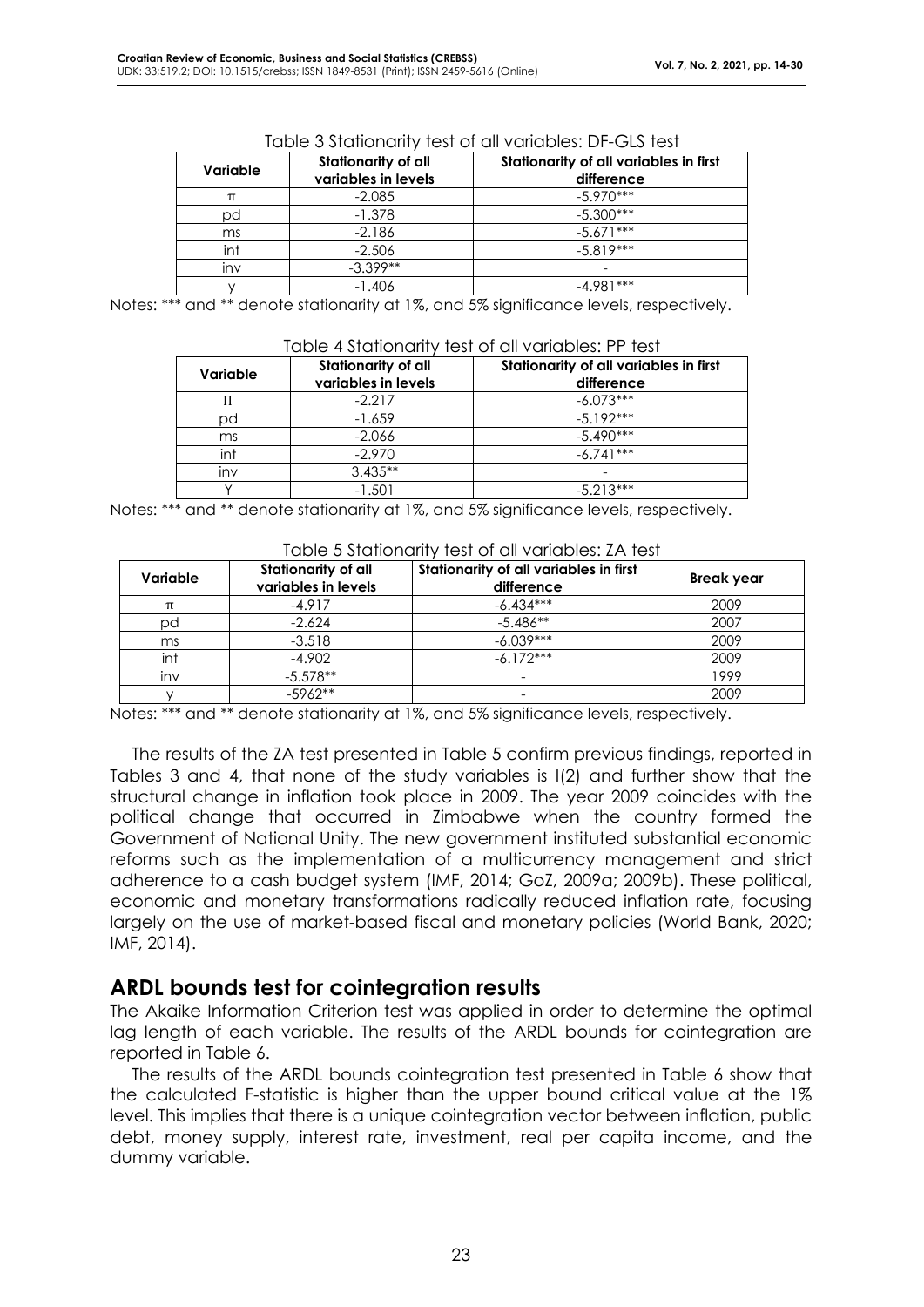Table 3 Stationarity test of all variables: DF-GLS test

| Variable | Stationarity of all variables in levels | Stationarity of all variables in first difference |
|---|---|---|
| π | -2.085 | -5.970*** |
| pd | -1.378 | -5.300*** |
| ms | -2.186 | -5.671*** |
| int | -2.506 | -5.819*** |
| inv | -3.399** | - |
| y | -1.406 | -4.981*** |

Notes: *** and ** denote stationarity at 1%, and 5% significance levels, respectively.

Table 4 Stationarity test of all variables: PP test

| Variable | Stationarity of all variables in levels | Stationarity of all variables in first difference |
|---|---|---|
| Π | -2.217 | -6.073*** |
| pd | -1.659 | -5.192*** |
| ms | -2.066 | -5.490*** |
| int | -2.970 | -6.741*** |
| inv | 3.435** | - |
| Y | -1.501 | -5.213*** |

Notes: *** and ** denote stationarity at 1%, and 5% significance levels, respectively.

Table 5 Stationarity test of all variables: ZA test

| Variable | Stationarity of all variables in levels | Stationarity of all variables in first difference | Break year |
|---|---|---|---|
| π | -4.917 | -6.434*** | 2009 |
| pd | -2.624 | -5.486** | 2007 |
| ms | -3.518 | -6.039*** | 2009 |
| int | -4.902 | -6.172*** | 2009 |
| inv | -5.578** | - | 1999 |
| y | -5962** | - | 2009 |

Notes: *** and ** denote stationarity at 1%, and 5% significance levels, respectively.

The results of the ZA test presented in Table 5 confirm previous findings, reported in Tables 3 and 4, that none of the study variables is I(2) and further show that the structural change in inflation took place in 2009. The year 2009 coincides with the political change that occurred in Zimbabwe when the country formed the Government of National Unity. The new government instituted substantial economic reforms such as the implementation of a multicurrency management and strict adherence to a cash budget system (IMF, 2014; GoZ, 2009a; 2009b). These political, economic and monetary transformations radically reduced inflation rate, focusing largely on the use of market-based fiscal and monetary policies (World Bank, 2020; IMF, 2014).

## ARDL bounds test for cointegration results

The Akaike Information Criterion test was applied in order to determine the optimal lag length of each variable. The results of the ARDL bounds for cointegration are reported in Table 6.

The results of the ARDL bounds cointegration test presented in Table 6 show that the calculated F-statistic is higher than the upper bound critical value at the 1% level. This implies that there is a unique cointegration vector between inflation, public debt, money supply, interest rate, investment, real per capita income, and the dummy variable.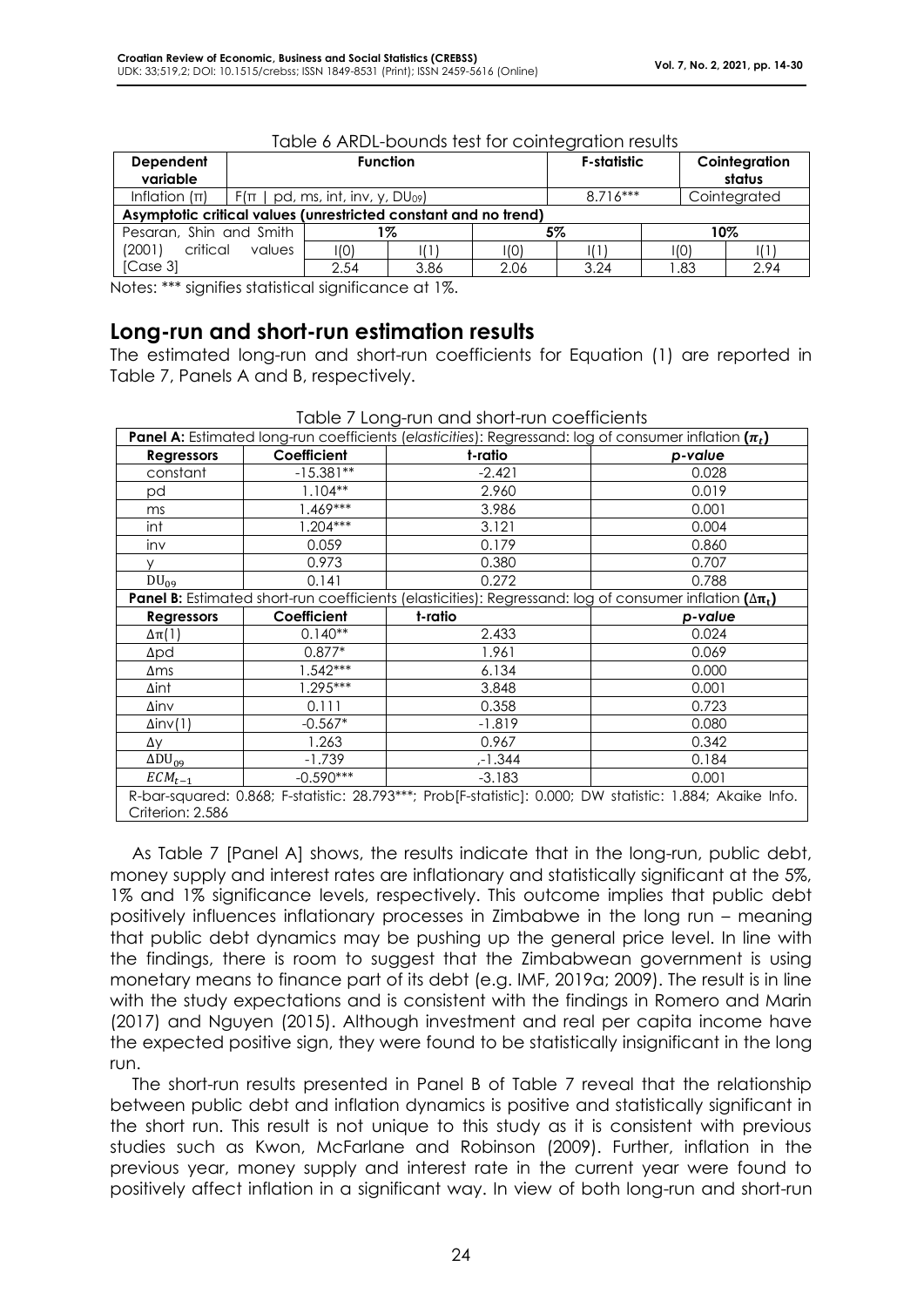Table 6 ARDL-bounds test for cointegration results

| Dependent variable | Function | | | | F-statistic | | Cointegration status |
|---|---|---|---|---|---|---|---|
| Inflation ($\pi$) | F($\pi$ \| pd, ms, int, inv, y, $DU_{09}$) | | | | 8.716*** | | Cointegrated |
| **Asymptotic critical values (unrestricted constant and no trend)** | | | | | | | |
| Pesaran, Shin and Smith (2001) critical values [Case 3] | 1% | | 5% | | 10% | | |
| | I(0) | I(1) | I(0) | I(1) | I(0) | I(1) | |
| | 2.54 | 3.86 | 2.06 | 3.24 | 1.83 | 2.94 | |

Notes: *** signifies statistical significance at 1%.

## Long-run and short-run estimation results

The estimated long-run and short-run coefficients for Equation (1) are reported in Table 7, Panels A and B, respectively.

Table 7 Long-run and short-run coefficients

| **Panel A:** Estimated long-run coefficients (*elasticities*): Regressand: log of consumer inflation **($\pi_t$)** | | | |
|---|---|---|---|
| **Regressors** | **Coefficient** | **t-ratio** | ***p-value*** |
| constant | -15.381** | -2.421 | 0.028 |
| pd | 1.104** | 2.960 | 0.019 |
| ms | 1.469*** | 3.986 | 0.001 |
| int | 1.204*** | 3.121 | 0.004 |
| inv | 0.059 | 0.179 | 0.860 |
| y | 0.973 | 0.380 | 0.707 |
| $DU_{09}$ | 0.141 | 0.272 | 0.788 |
| **Panel B:** Estimated short-run coefficients (elasticities): Regressand: log of consumer inflation **($\Delta\pi_t$)** | | | |
| **Regressors** | **Coefficient** | **t-ratio** | ***p-value*** |
| $\Delta\pi(1)$ | 0.140** | 2.433 | 0.024 |
| $\Delta$pd | 0.877* | 1.961 | 0.069 |
| $\Delta$ms | 1.542*** | 6.134 | 0.000 |
| $\Delta$int | 1.295*** | 3.848 | 0.001 |
| $\Delta$inv | 0.111 | 0.358 | 0.723 |
| $\Delta$inv(1) | -0.567* | -1.819 | 0.080 |
| $\Delta$y | 1.263 | 0.967 | 0.342 |
| $\Delta DU_{09}$ | -1.739 | ,-1.344 | 0.184 |
| $ECM_{t-1}$ | -0.590*** | -3.183 | 0.001 |
| R-bar-squared: 0.868; F-statistic: 28.793***; Prob[F-statistic]: 0.000; DW statistic: 1.884; Akaike Info. Criterion: 2.586 | | | |

As Table 7 [Panel A] shows, the results indicate that in the long-run, public debt, money supply and interest rates are inflationary and statistically significant at the 5%, 1% and 1% significance levels, respectively. This outcome implies that public debt positively influences inflationary processes in Zimbabwe in the long run – meaning that public debt dynamics may be pushing up the general price level. In line with the findings, there is room to suggest that the Zimbabwean government is using monetary means to finance part of its debt (e.g. IMF, 2019a; 2009). The result is in line with the study expectations and is consistent with the findings in Romero and Marin (2017) and Nguyen (2015). Although investment and real per capita income have the expected positive sign, they were found to be statistically insignificant in the long run.

The short-run results presented in Panel B of Table 7 reveal that the relationship between public debt and inflation dynamics is positive and statistically significant in the short run. This result is not unique to this study as it is consistent with previous studies such as Kwon, McFarlane and Robinson (2009). Further, inflation in the previous year, money supply and interest rate in the current year were found to positively affect inflation in a significant way. In view of both long-run and short-run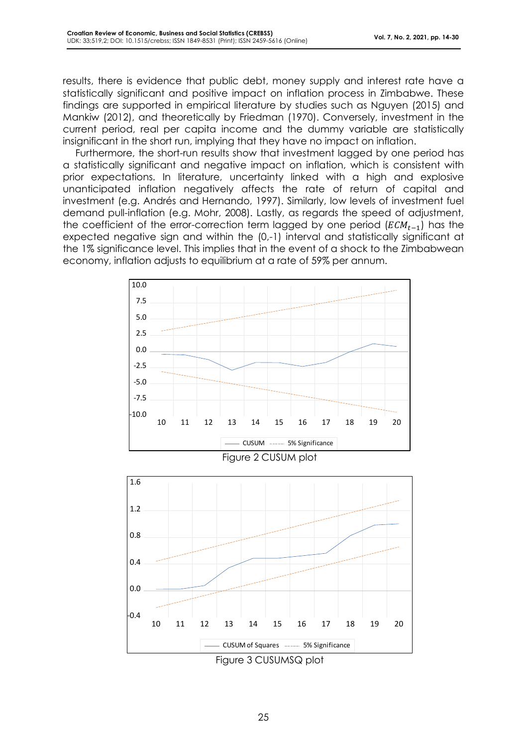results, there is evidence that public debt, money supply and interest rate have a statistically significant and positive impact on inflation process in Zimbabwe. These findings are supported in empirical literature by studies such as Nguyen (2015) and Mankiw (2012), and theoretically by Friedman (1970). Conversely, investment in the current period, real per capita income and the dummy variable are statistically insignificant in the short run, implying that they have no impact on inflation.

Furthermore, the short-run results show that investment lagged by one period has a statistically significant and negative impact on inflation, which is consistent with prior expectations. In literature, uncertainty linked with a high and explosive unanticipated inflation negatively affects the rate of return of capital and investment (e.g. Andrés and Hernando, 1997). Similarly, low levels of investment fuel demand pull-inflation (e.g. Mohr, 2008). Lastly, as regards the speed of adjustment, the coefficient of the error-correction term lagged by one period ($ECM_{t-1}$) has the expected negative sign and within the (0,-1) interval and statistically significant at the 1% significance level. This implies that in the event of a shock to the Zimbabwean economy, inflation adjusts to equilibrium at a rate of 59% per annum.

10.0
7.5
5.0
2.5
0.0
-2.5
-5.0
-7.5
-10.0
10 11 12 13 14 15 16 17 18 19 20
CUSUM 5% Significance

Figure 2 CUSUM plot

1.6
1.2
0.8
0.4
0.0
-0.4
10 11 12 13 14 15 16 17 18 19 20
CUSUM of Squares 5% Significance

Figure 3 CUSUMSQ plot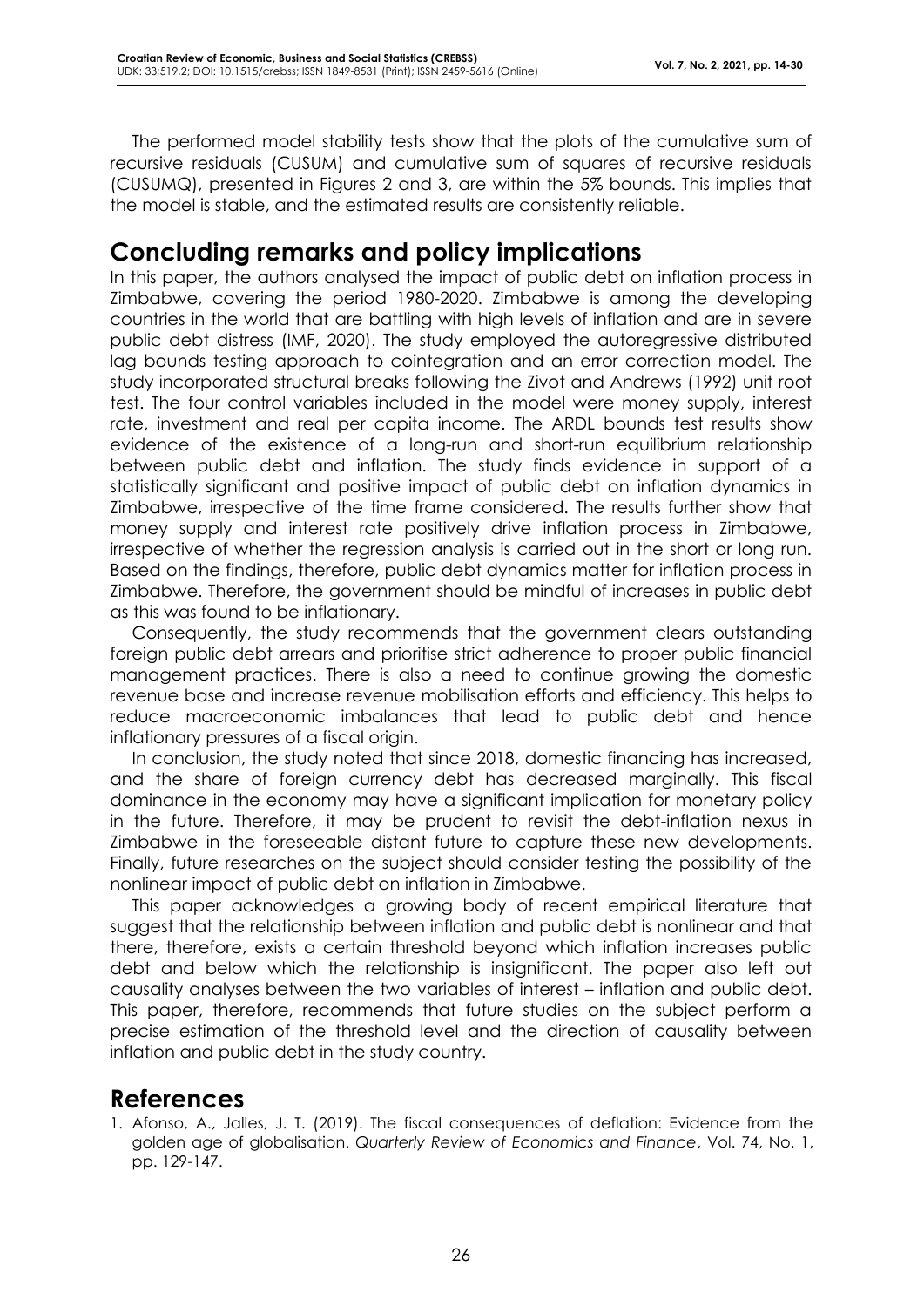The performed model stability tests show that the plots of the cumulative sum of recursive residuals (CUSUM) and cumulative sum of squares of recursive residuals (CUSUMQ), presented in Figures 2 and 3, are within the 5% bounds. This implies that the model is stable, and the estimated results are consistently reliable.

## Concluding remarks and policy implications

In this paper, the authors analysed the impact of public debt on inflation process in Zimbabwe, covering the period 1980-2020. Zimbabwe is among the developing countries in the world that are battling with high levels of inflation and are in severe public debt distress (IMF, 2020). The study employed the autoregressive distributed lag bounds testing approach to cointegration and an error correction model. The study incorporated structural breaks following the Zivot and Andrews (1992) unit root test. The four control variables included in the model were money supply, interest rate, investment and real per capita income. The ARDL bounds test results show evidence of the existence of a long-run and short-run equilibrium relationship between public debt and inflation. The study finds evidence in support of a statistically significant and positive impact of public debt on inflation dynamics in Zimbabwe, irrespective of the time frame considered. The results further show that money supply and interest rate positively drive inflation process in Zimbabwe, irrespective of whether the regression analysis is carried out in the short or long run. Based on the findings, therefore, public debt dynamics matter for inflation process in Zimbabwe. Therefore, the government should be mindful of increases in public debt as this was found to be inflationary.

Consequently, the study recommends that the government clears outstanding foreign public debt arrears and prioritise strict adherence to proper public financial management practices. There is also a need to continue growing the domestic revenue base and increase revenue mobilisation efforts and efficiency. This helps to reduce macroeconomic imbalances that lead to public debt and hence inflationary pressures of a fiscal origin.

In conclusion, the study noted that since 2018, domestic financing has increased, and the share of foreign currency debt has decreased marginally. This fiscal dominance in the economy may have a significant implication for monetary policy in the future. Therefore, it may be prudent to revisit the debt-inflation nexus in Zimbabwe in the foreseeable distant future to capture these new developments. Finally, future researches on the subject should consider testing the possibility of the nonlinear impact of public debt on inflation in Zimbabwe.

This paper acknowledges a growing body of recent empirical literature that suggest that the relationship between inflation and public debt is nonlinear and that there, therefore, exists a certain threshold beyond which inflation increases public debt and below which the relationship is insignificant. The paper also left out causality analyses between the two variables of interest – inflation and public debt. This paper, therefore, recommends that future studies on the subject perform a precise estimation of the threshold level and the direction of causality between inflation and public debt in the study country.

## References

1. Afonso, A., Jalles, J. T. (2019). The fiscal consequences of deflation: Evidence from the golden age of globalisation. *Quarterly Review of Economics and Finance*, Vol. 74, No. 1, pp. 129-147.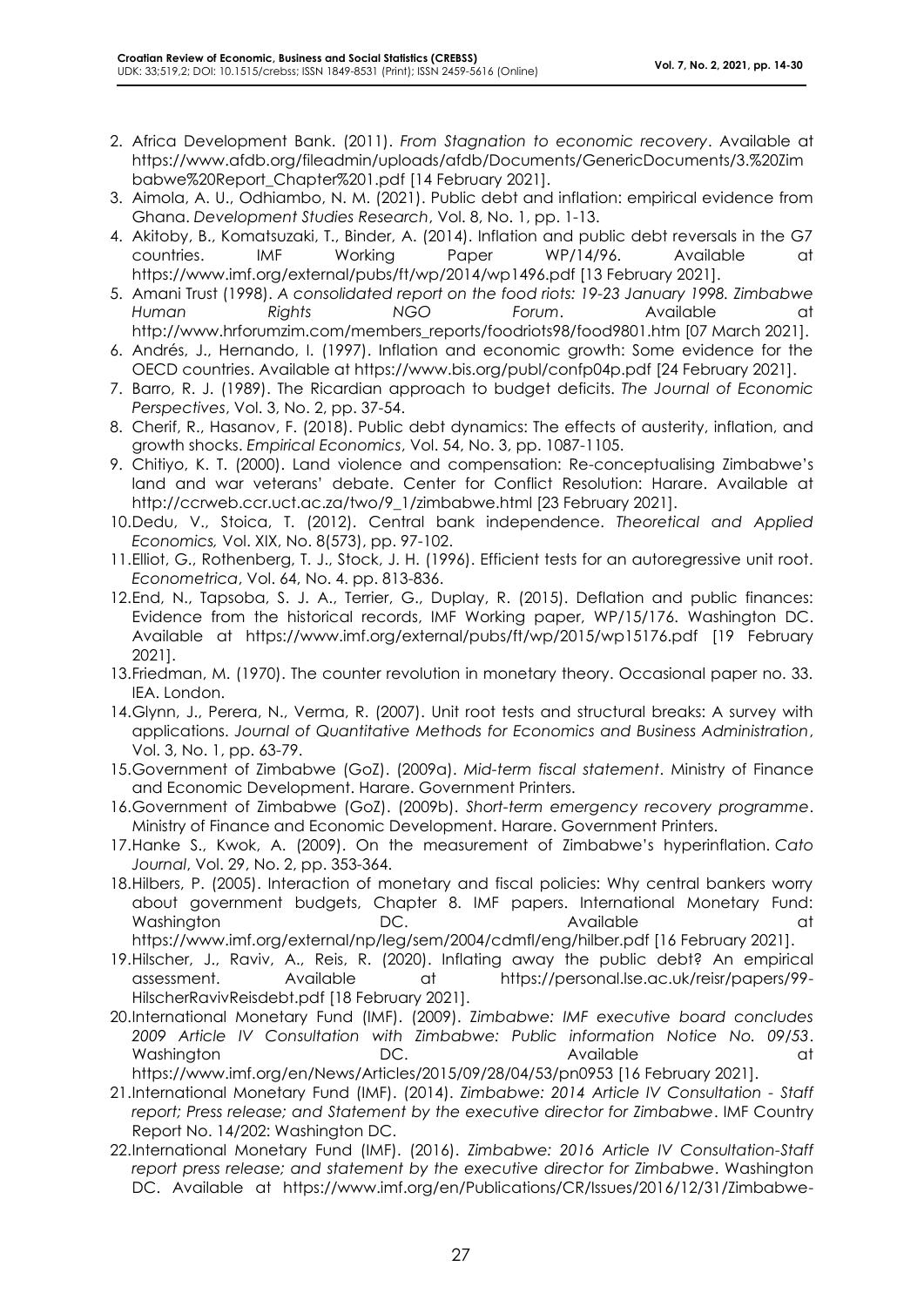2. Africa Development Bank. (2011). *From Stagnation to economic recovery*. Available at https://www.afdb.org/fileadmin/uploads/afdb/Documents/GenericDocuments/3.%20Zimbabwe%20Report_Chapter%201.pdf [14 February 2021].
3. Aimola, A. U., Odhiambo, N. M. (2021). Public debt and inflation: empirical evidence from Ghana. *Development Studies Research*, Vol. 8, No. 1, pp. 1-13.
4. Akitoby, B., Komatsuzaki, T., Binder, A. (2014). Inflation and public debt reversals in the G7 countries. IMF Working Paper WP/14/96. Available at https://www.imf.org/external/pubs/ft/wp/2014/wp1496.pdf [13 February 2021].
5. Amani Trust (1998). *A consolidated report on the food riots: 19-23 January 1998. Zimbabwe Human Rights NGO Forum*. Available at http://www.hrforumzim.com/members_reports/foodriots98/food9801.htm [07 March 2021].
6. Andrés, J., Hernando, I. (1997). Inflation and economic growth: Some evidence for the OECD countries. Available at https://www.bis.org/publ/confp04p.pdf [24 February 2021].
7. Barro, R. J. (1989). The Ricardian approach to budget deficits. *The Journal of Economic Perspectives*, Vol. 3, No. 2, pp. 37-54.
8. Cherif, R., Hasanov, F. (2018). Public debt dynamics: The effects of austerity, inflation, and growth shocks. *Empirical Economics*, Vol. 54, No. 3, pp. 1087-1105.
9. Chitiyo, K. T. (2000). Land violence and compensation: Re-conceptualising Zimbabwe's land and war veterans' debate. Center for Conflict Resolution: Harare. Available at http://ccrweb.ccr.uct.ac.za/two/9_1/zimbabwe.html [23 February 2021].
10. Dedu, V., Stoica, T. (2012). Central bank independence. *Theoretical and Applied Economics,* Vol. XIX, No. 8(573), pp. 97-102.
11. Elliot, G., Rothenberg, T. J., Stock, J. H. (1996). Efficient tests for an autoregressive unit root. *Econometrica*, Vol. 64, No. 4. pp. 813-836.
12. End, N., Tapsoba, S. J. A., Terrier, G., Duplay, R. (2015). Deflation and public finances: Evidence from the historical records, IMF Working paper, WP/15/176. Washington DC. Available at https://www.imf.org/external/pubs/ft/wp/2015/wp15176.pdf [19 February 2021].
13. Friedman, M. (1970). The counter revolution in monetary theory. Occasional paper no. 33. IEA. London.
14. Glynn, J., Perera, N., Verma, R. (2007). Unit root tests and structural breaks: A survey with applications. *Journal of Quantitative Methods for Economics and Business Administration*, Vol. 3, No. 1, pp. 63-79.
15. Government of Zimbabwe (GoZ). (2009a). *Mid-term fiscal statement*. Ministry of Finance and Economic Development. Harare. Government Printers.
16. Government of Zimbabwe (GoZ). (2009b). *Short-term emergency recovery programme*. Ministry of Finance and Economic Development. Harare. Government Printers.
17. Hanke S., Kwok, A. (2009). On the measurement of Zimbabwe's hyperinflation. *Cato Journal*, Vol. 29, No. 2, pp. 353-364.
18. Hilbers, P. (2005). Interaction of monetary and fiscal policies: Why central bankers worry about government budgets, Chapter 8. IMF papers. International Monetary Fund: Washington DC. Available at https://www.imf.org/external/np/leg/sem/2004/cdmfl/eng/hilber.pdf [16 February 2021].
19. Hilscher, J., Raviv, A., Reis, R. (2020). Inflating away the public debt? An empirical assessment. Available at https://personal.lse.ac.uk/reisr/papers/99-HilscherRavivReisdebt.pdf [18 February 2021].
20. International Monetary Fund (IMF). (2009). *Zimbabwe: IMF executive board concludes 2009 Article IV Consultation with Zimbabwe: Public information Notice No. 09/53*. Washington DC. Available at https://www.imf.org/en/News/Articles/2015/09/28/04/53/pn0953 [16 February 2021].
21. International Monetary Fund (IMF). (2014). *Zimbabwe: 2014 Article IV Consultation - Staff report; Press release; and Statement by the executive director for Zimbabwe*. IMF Country Report No. 14/202: Washington DC.
22. International Monetary Fund (IMF). (2016). *Zimbabwe: 2016 Article IV Consultation-Staff report press release; and statement by the executive director for Zimbabwe*. Washington DC. Available at https://www.imf.org/en/Publications/CR/Issues/2016/12/31/Zimbabwe-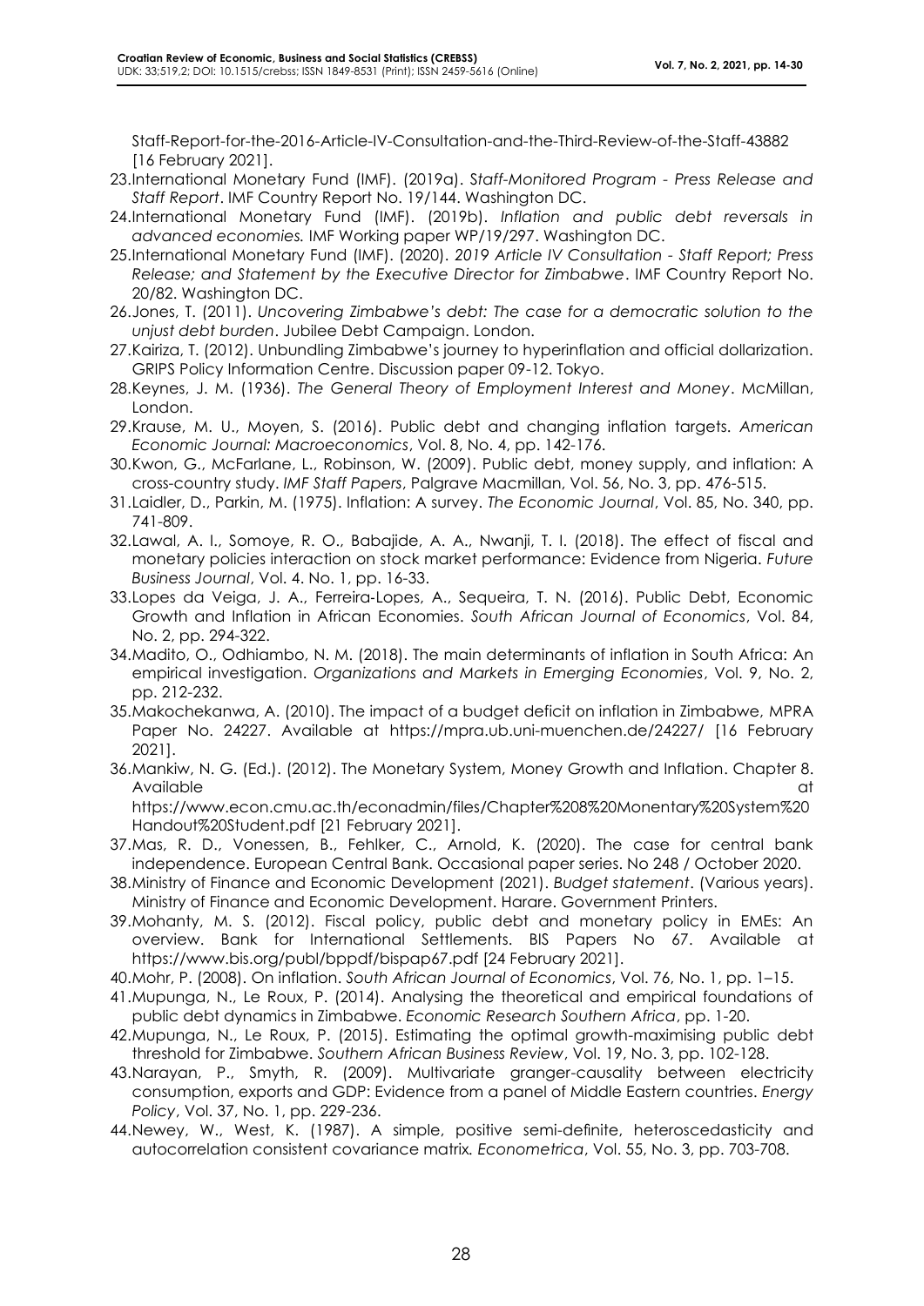Staff-Report-for-the-2016-Article-IV-Consultation-and-the-Third-Review-of-the-Staff-43882 [16 February 2021].

23. International Monetary Fund (IMF). (2019a). *Staff-Monitored Program - Press Release and Staff Report*. IMF Country Report No. 19/144. Washington DC.
24. International Monetary Fund (IMF). (2019b). *Inflation and public debt reversals in advanced economies.* IMF Working paper WP/19/297. Washington DC.
25. International Monetary Fund (IMF). (2020). *2019 Article IV Consultation - Staff Report; Press Release; and Statement by the Executive Director for Zimbabwe*. IMF Country Report No. 20/82. Washington DC.
26. Jones, T. (2011). *Uncovering Zimbabwe's debt: The case for a democratic solution to the unjust debt burden*. Jubilee Debt Campaign. London.
27. Kairiza, T. (2012). Unbundling Zimbabwe's journey to hyperinflation and official dollarization. GRIPS Policy Information Centre. Discussion paper 09-12. Tokyo.
28. Keynes, J. M. (1936). *The General Theory of Employment Interest and Money*. McMillan, London.
29. Krause, M. U., Moyen, S. (2016). Public debt and changing inflation targets. *American Economic Journal: Macroeconomics*, Vol. 8, No. 4, pp. 142-176.
30. Kwon, G., McFarlane, L., Robinson, W. (2009). Public debt, money supply, and inflation: A cross-country study. *IMF Staff Papers*, Palgrave Macmillan, Vol. 56, No. 3, pp. 476-515.
31. Laidler, D., Parkin, M. (1975). Inflation: A survey. *The Economic Journal*, Vol. 85, No. 340, pp. 741-809.
32. Lawal, A. I., Somoye, R. O., Babajide, A. A., Nwanji, T. I. (2018). The effect of fiscal and monetary policies interaction on stock market performance: Evidence from Nigeria. *Future Business Journal*, Vol. 4. No. 1, pp. 16-33.
33. Lopes da Veiga, J. A., Ferreira-Lopes, A., Sequeira, T. N. (2016). Public Debt, Economic Growth and Inflation in African Economies. *South African Journal of Economics*, Vol. 84, No. 2, pp. 294-322.
34. Madito, O., Odhiambo, N. M. (2018). The main determinants of inflation in South Africa: An empirical investigation. *Organizations and Markets in Emerging Economies*, Vol. 9, No. 2, pp. 212-232.
35. Makochekanwa, A. (2010). The impact of a budget deficit on inflation in Zimbabwe, MPRA Paper No. 24227. Available at https://mpra.ub.uni-muenchen.de/24227/ [16 February 2021].
36. Mankiw, N. G. (Ed.). (2012). The Monetary System, Money Growth and Inflation. Chapter 8. Available at https://www.econ.cmu.ac.th/econadmin/files/Chapter%208%20Monentary%20System%20Handout%20Student.pdf [21 February 2021].
37. Mas, R. D., Vonessen, B., Fehlker, C., Arnold, K. (2020). The case for central bank independence. European Central Bank. Occasional paper series. No 248 / October 2020.
38. Ministry of Finance and Economic Development (2021). *Budget statement*. (Various years). Ministry of Finance and Economic Development. Harare. Government Printers.
39. Mohanty, M. S. (2012). Fiscal policy, public debt and monetary policy in EMEs: An overview. Bank for International Settlements. BIS Papers No 67. Available at https://www.bis.org/publ/bppdf/bispap67.pdf [24 February 2021].
40. Mohr, P. (2008). On inflation. *South African Journal of Economics*, Vol. 76, No. 1, pp. 1–15.
41. Mupunga, N., Le Roux, P. (2014). Analysing the theoretical and empirical foundations of public debt dynamics in Zimbabwe. *Economic Research Southern Africa*, pp. 1-20.
42. Mupunga, N., Le Roux, P. (2015). Estimating the optimal growth-maximising public debt threshold for Zimbabwe. *Southern African Business Review*, Vol. 19, No. 3, pp. 102-128.
43. Narayan, P., Smyth, R. (2009). Multivariate granger-causality between electricity consumption, exports and GDP: Evidence from a panel of Middle Eastern countries. *Energy Policy*, Vol. 37, No. 1, pp. 229-236.
44. Newey, W., West, K. (1987). A simple, positive semi-definite, heteroscedasticity and autocorrelation consistent covariance matrix*. Econometrica*, Vol. 55, No. 3, pp. 703-708.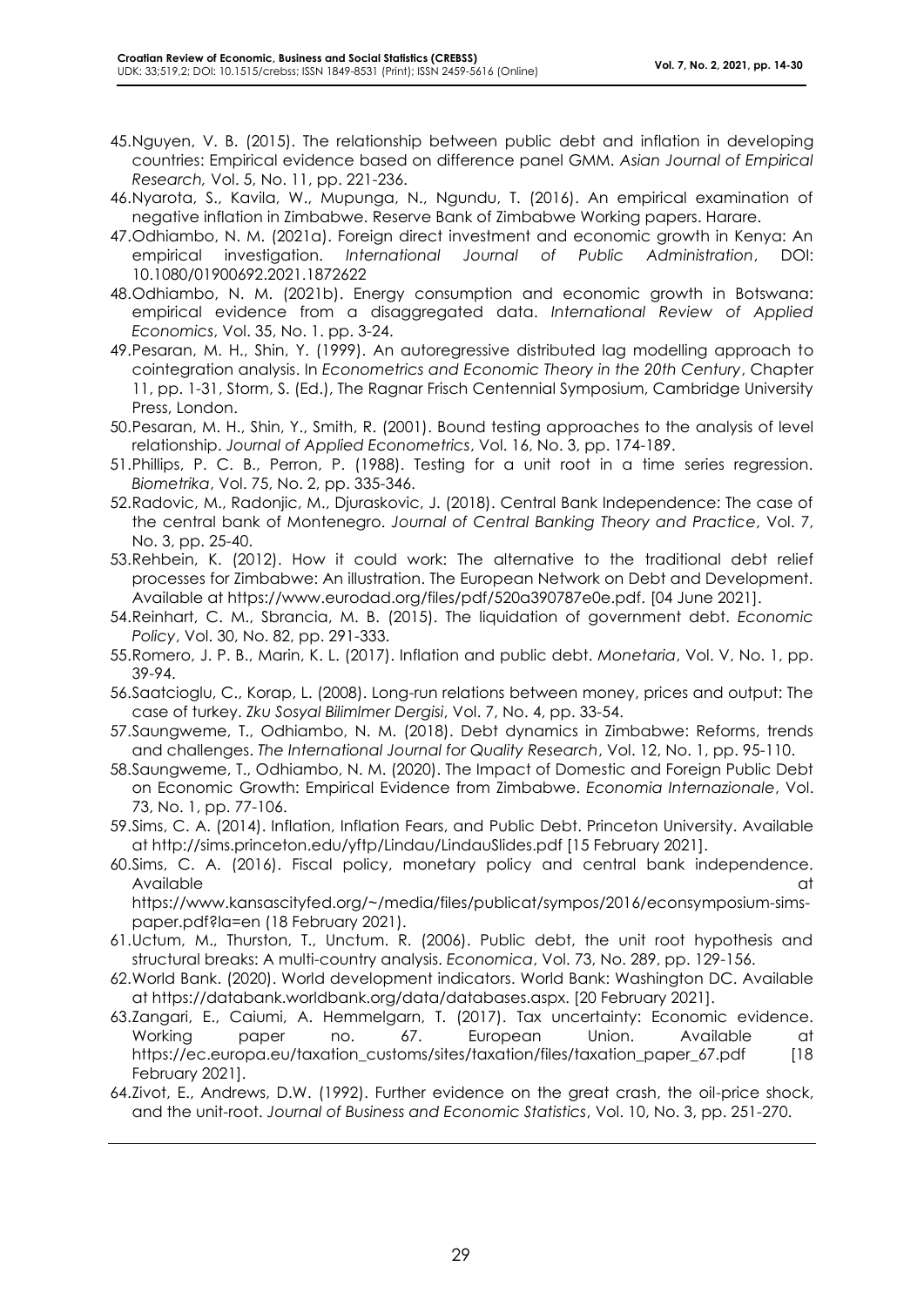45. Nguyen, V. B. (2015). The relationship between public debt and inflation in developing countries: Empirical evidence based on difference panel GMM. *Asian Journal of Empirical Research,* Vol. 5, No. 11, pp. 221-236.
46. Nyarota, S., Kavila, W., Mupunga, N., Ngundu, T. (2016). An empirical examination of negative inflation in Zimbabwe. Reserve Bank of Zimbabwe Working papers. Harare.
47. Odhiambo, N. M. (2021a). Foreign direct investment and economic growth in Kenya: An empirical investigation. *International Journal of Public Administration*, DOI: 10.1080/01900692.2021.1872622
48. Odhiambo, N. M. (2021b). Energy consumption and economic growth in Botswana: empirical evidence from a disaggregated data. *International Review of Applied Economics*, Vol. 35, No. 1. pp. 3-24.
49. Pesaran, M. H., Shin, Y. (1999). An autoregressive distributed lag modelling approach to cointegration analysis. In *Econometrics and Economic Theory in the 20th Century*, Chapter 11, pp. 1-31, Storm, S. (Ed.), The Ragnar Frisch Centennial Symposium, Cambridge University Press, London.
50. Pesaran, M. H., Shin, Y., Smith, R. (2001). Bound testing approaches to the analysis of level relationship. *Journal of Applied Econometrics*, Vol. 16, No. 3, pp. 174-189.
51. Phillips, P. C. B., Perron, P. (1988). Testing for a unit root in a time series regression. *Biometrika*, Vol. 75, No. 2, pp. 335-346.
52. Radovic, M., Radonjic, M., Djuraskovic, J. (2018). Central Bank Independence: The case of the central bank of Montenegro. *Journal of Central Banking Theory and Practice*, Vol. 7, No. 3, pp. 25-40.
53. Rehbein, K. (2012). How it could work: The alternative to the traditional debt relief processes for Zimbabwe: An illustration. The European Network on Debt and Development. Available at https://www.eurodad.org/files/pdf/520a390787e0e.pdf. [04 June 2021].
54. Reinhart, C. M., Sbrancia, M. B. (2015). The liquidation of government debt. *Economic Policy*, Vol. 30, No. 82, pp. 291-333.
55. Romero, J. P. B., Marin, K. L. (2017). Inflation and public debt. *Monetaria*, Vol. V, No. 1, pp. 39-94.
56. Saatcioglu, C., Korap, L. (2008). Long-run relations between money, prices and output: The case of turkey. *Zku Sosyal Bilimlmer Dergisi*, Vol. 7, No. 4, pp. 33-54.
57. Saungweme, T., Odhiambo, N. M. (2018). Debt dynamics in Zimbabwe: Reforms, trends and challenges. *The International Journal for Quality Research*, Vol. 12, No. 1, pp. 95-110.
58. Saungweme, T., Odhiambo, N. M. (2020). The Impact of Domestic and Foreign Public Debt on Economic Growth: Empirical Evidence from Zimbabwe. *Economia Internazionale*, Vol. 73, No. 1, pp. 77-106.
59. Sims, C. A. (2014). Inflation, Inflation Fears, and Public Debt. Princeton University. Available at http://sims.princeton.edu/yftp/Lindau/LindauSlides.pdf [15 February 2021].
60. Sims, C. A. (2016). Fiscal policy, monetary policy and central bank independence. Available at https://www.kansascityfed.org/~/media/files/publicat/sympos/2016/econsymposium-sims-paper.pdf?la=en (18 February 2021).
61. Uctum, M., Thurston, T., Unctum. R. (2006). Public debt, the unit root hypothesis and structural breaks: A multi-country analysis. *Economica*, Vol. 73, No. 289, pp. 129-156.
62. World Bank. (2020). World development indicators. World Bank: Washington DC. Available at https://databank.worldbank.org/data/databases.aspx. [20 February 2021].
63. Zangari, E., Caiumi, A. Hemmelgarn, T. (2017). Tax uncertainty: Economic evidence. Working paper no. 67. European Union. Available at https://ec.europa.eu/taxation_customs/sites/taxation/files/taxation_paper_67.pdf [18 February 2021].
64. Zivot, E., Andrews, D.W. (1992). Further evidence on the great crash, the oil-price shock, and the unit-root. *Journal of Business and Economic Statistics*, Vol. 10, No. 3, pp. 251-270.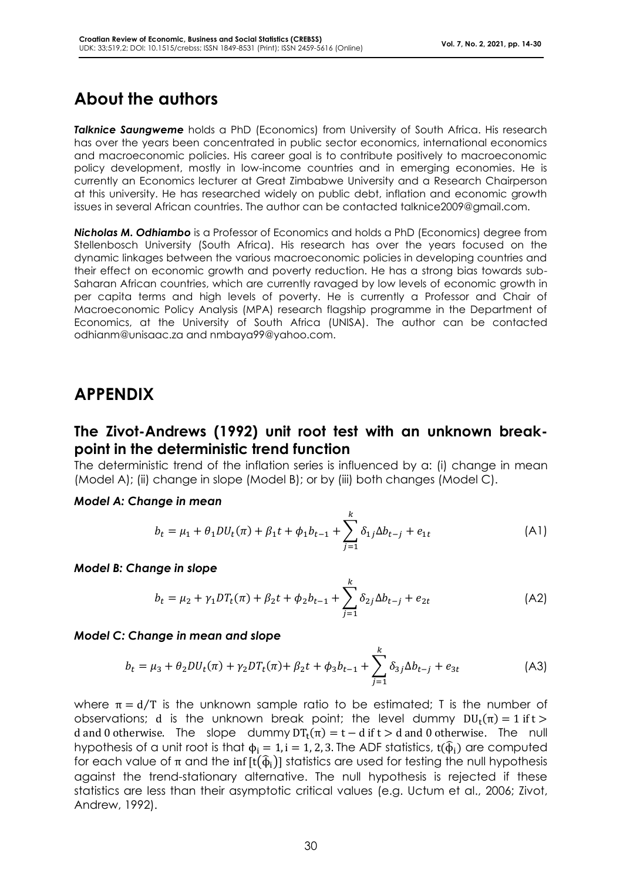## About the authors

***Talknice Saungweme*** holds a PhD (Economics) from University of South Africa. His research has over the years been concentrated in public sector economics, international economics and macroeconomic policies. His career goal is to contribute positively to macroeconomic policy development, mostly in low-income countries and in emerging economies. He is currently an Economics lecturer at Great Zimbabwe University and a Research Chairperson at this university. He has researched widely on public debt, inflation and economic growth issues in several African countries. The author can be contacted talknice2009@gmail.com.

***Nicholas M. Odhiambo*** is a Professor of Economics and holds a PhD (Economics) degree from Stellenbosch University (South Africa). His research has over the years focused on the dynamic linkages between the various macroeconomic policies in developing countries and their effect on economic growth and poverty reduction. He has a strong bias towards sub-Saharan African countries, which are currently ravaged by low levels of economic growth in per capita terms and high levels of poverty. He is currently a Professor and Chair of Macroeconomic Policy Analysis (MPA) research flagship programme in the Department of Economics, at the University of South Africa (UNISA). The author can be contacted odhianm@unisaac.za and nmbaya99@yahoo.com.

# APPENDIX

## The Zivot-Andrews (1992) unit root test with an unknown break-point in the deterministic trend function

The deterministic trend of the inflation series is influenced by a: (i) change in mean (Model A); (ii) change in slope (Model B); or by (iii) both changes (Model C).

***Model A: Change in mean***

$$b_t = \mu_1 + \theta_1 DU_t(\pi) + \beta_1 t + \phi_1 b_{t-1} + \sum_{j=1}^{k} \delta_{1j} \Delta b_{t-j} + e_{1t} \tag{A1}$$

***Model B: Change in slope***

$$b_t = \mu_2 + \gamma_1 DT_t(\pi) + \beta_2 t + \phi_2 b_{t-1} + \sum_{j=1}^{k} \delta_{2j} \Delta b_{t-j} + e_{2t} \tag{A2}$$

***Model C: Change in mean and slope***

$$b_t = \mu_3 + \theta_2 DU_t(\pi) + \gamma_2 DT_t(\pi) + \beta_2 t + \phi_3 b_{t-1} + \sum_{j=1}^{k} \delta_{3j} \Delta b_{t-j} + e_{3t} \tag{A3}$$

where $\pi = d/T$ is the unknown sample ratio to be estimated; T is the number of observations; d is the unknown break point; the level dummy $DU_t(\pi) = 1$ if $t > d$ and 0 otherwise. The slope dummy $DT_t(\pi) = t - d$ if $t > d$ and 0 otherwise. The null hypothesis of a unit root is that $\phi_i = 1, i = 1, 2, 3$. The ADF statistics, $t(\hat{\phi}_i)$ are computed for each value of $\pi$ and the $\inf[t(\hat{\phi}_i)]$ statistics are used for testing the null hypothesis against the trend-stationary alternative. The null hypothesis is rejected if these statistics are less than their asymptotic critical values (e.g. Uctum et al., 2006; Zivot, Andrew, 1992).